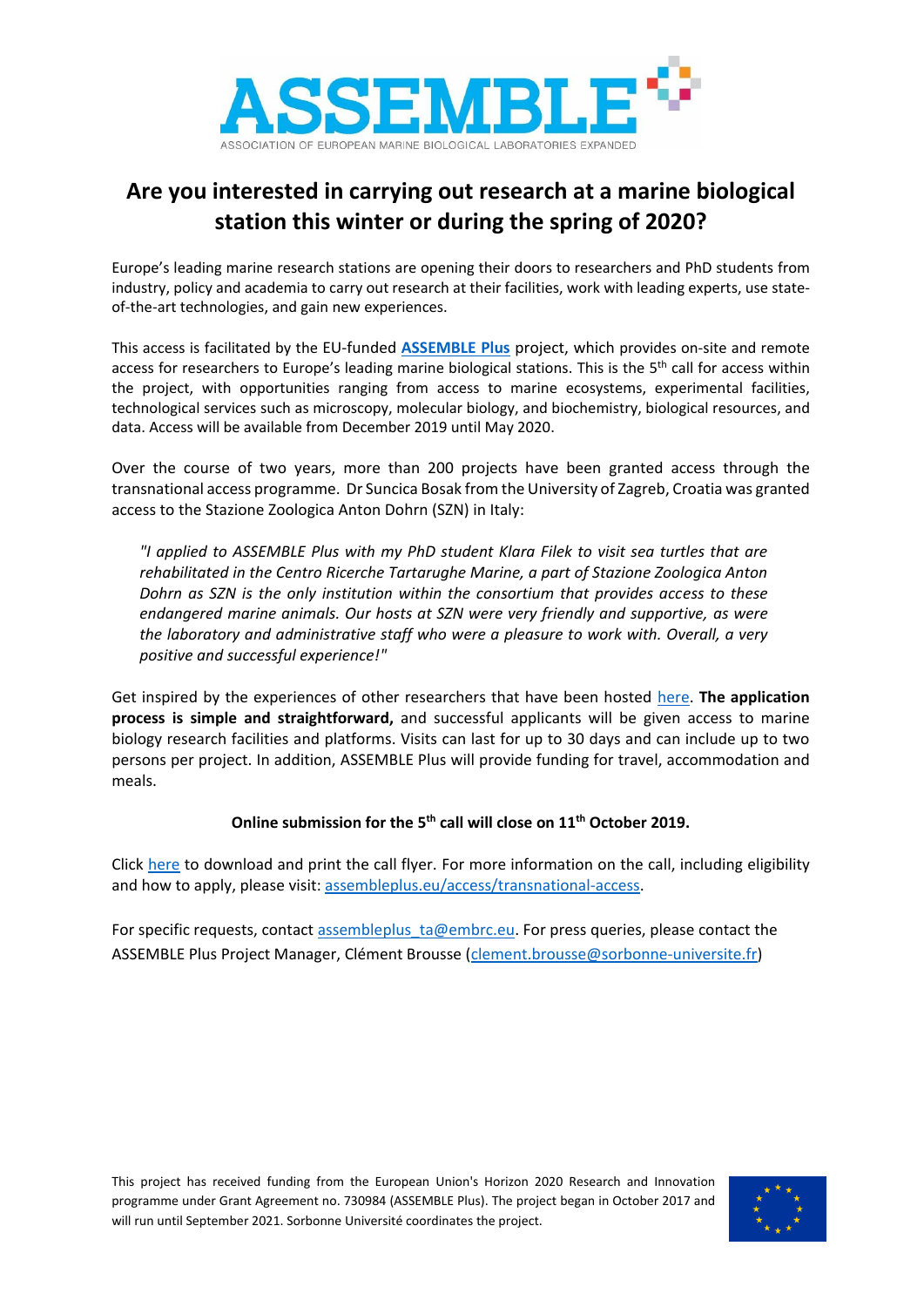# Are you interested in carrying out research at a marine biological station this winter or during the spring of 2020?

Europe's leading marine research stations are opening their doors to researchers and PhD students from industry, policy and academia to carry out research at their facilities, work with leading experts, use state-of-the-art technologies, and gain new experiences.

This access is facilitated by the EU-funded **ASSEMBLE Plus** project, which provides on-site and remote access for researchers to Europe's leading marine biological stations. This is the 5th call for access within the project, with opportunities ranging from access to marine ecosystems, experimental facilities, technological services such as microscopy, molecular biology, and biochemistry, biological resources, and data. Access will be available from December 2019 until May 2020.

Over the course of two years, more than 200 projects have been granted access through the transnational access programme. Dr Suncica Bosak from the University of Zagreb, Croatia was granted access to the Stazione Zoologica Anton Dohrn (SZN) in Italy:

> *"I applied to ASSEMBLE Plus with my PhD student Klara Filek to visit sea turtles that are rehabilitated in the Centro Ricerche Tartarughe Marine, a part of Stazione Zoologica Anton Dohrn as SZN is the only institution within the consortium that provides access to these endangered marine animals. Our hosts at SZN were very friendly and supportive, as were the laboratory and administrative staff who were a pleasure to work with. Overall, a very positive and successful experience!"*

Get inspired by the experiences of other researchers that have been hosted here. **The application process is simple and straightforward,** and successful applicants will be given access to marine biology research facilities and platforms. Visits can last for up to 30 days and can include up to two persons per project. In addition, ASSEMBLE Plus will provide funding for travel, accommodation and meals.

**Online submission for the 5th call will close on 11th October 2019.**

Click here to download and print the call flyer. For more information on the call, including eligibility and how to apply, please visit: assembleplus.eu/access/transnational-access.

For specific requests, contact assembleplus_ta@embrc.eu. For press queries, please contact the ASSEMBLE Plus Project Manager, Clément Brousse (clement.brousse@sorbonne-universite.fr)

This project has received funding from the European Union's Horizon 2020 Research and Innovation programme under Grant Agreement no. 730984 (ASSEMBLE Plus). The project began in October 2017 and will run until September 2021. Sorbonne Université coordinates the project.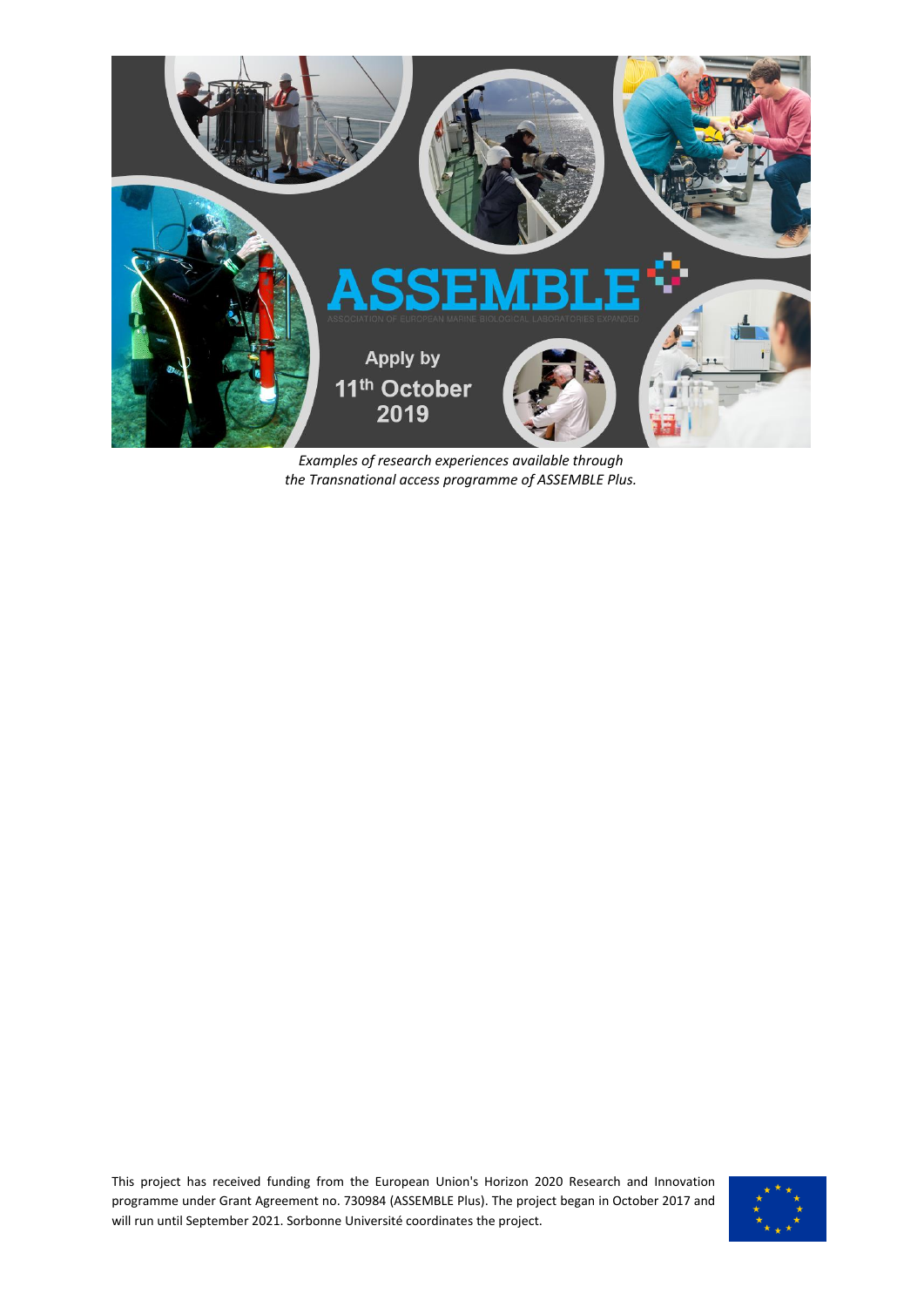*Examples of research experiences available through the Transnational access programme of ASSEMBLE Plus.*

This project has received funding from the European Union's Horizon 2020 Research and Innovation programme under Grant Agreement no. 730984 (ASSEMBLE Plus). The project began in October 2017 and will run until September 2021. Sorbonne Université coordinates the project.